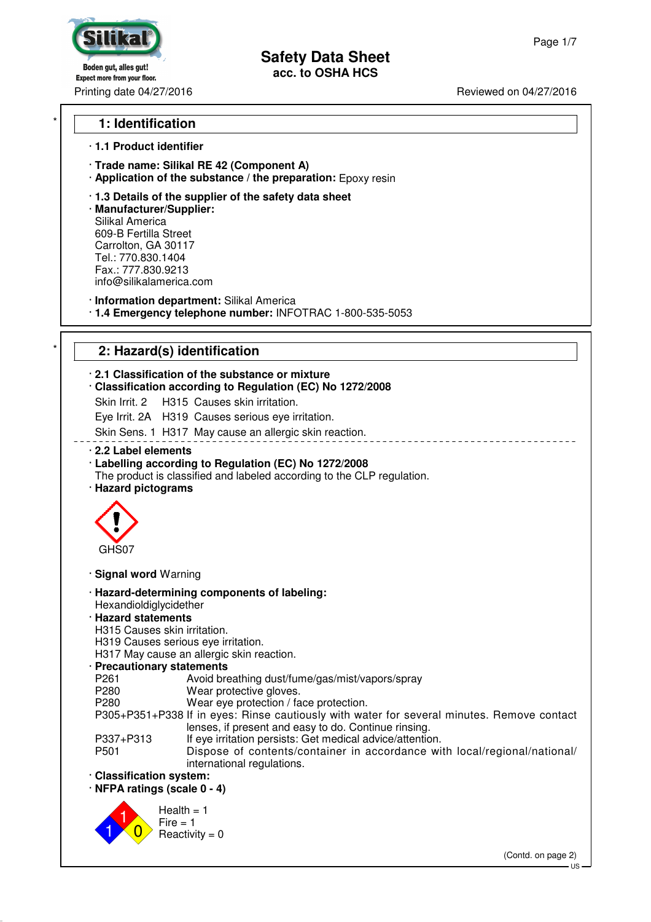# Safety Data Sheet
acc. to OSHA HCS

Printing date 04/27/2016 | Reviewed on 04/27/2016

## 1: Identification

· **1.1 Product identifier**

· **Trade name: Silikal RE 42 (Component A)**
· **Application of the substance / the preparation:** Epoxy resin

· **1.3 Details of the supplier of the safety data sheet**
· **Manufacturer/Supplier:**
Silikal America
609-B Fertilla Street
Carrolton, GA 30117
Tel.: 770.830.1404
Fax.: 777.830.9213
info@silikalamerica.com

· **Information department:** Silikal America
· **1.4 Emergency telephone number:** INFOTRAC 1-800-535-5053

## 2: Hazard(s) identification

· **2.1 Classification of the substance or mixture**
· **Classification according to Regulation (EC) No 1272/2008**

Skin Irrit. 2 H315 Causes skin irritation.

Eye Irrit. 2A H319 Causes serious eye irritation.

Skin Sens. 1 H317 May cause an allergic skin reaction.

· **2.2 Label elements**
· **Labelling according to Regulation (EC) No 1272/2008**
The product is classified and labeled according to the CLP regulation.
· **Hazard pictograms**

GHS07

· **Signal word** Warning

· **Hazard-determining components of labeling:**
Hexandioldiglycidether
· **Hazard statements**
H315 Causes skin irritation.
H319 Causes serious eye irritation.
H317 May cause an allergic skin reaction.
· **Precautionary statements**

| | |
|---|---|
| P261 | Avoid breathing dust/fume/gas/mist/vapors/spray |
| P280 | Wear protective gloves. |
| P280 | Wear eye protection / face protection. |
| P305+P351+P338 | If in eyes: Rinse cautiously with water for several minutes. Remove contact lenses, if present and easy to do. Continue rinsing. |
| P337+P313 | If eye irritation persists: Get medical advice/attention. |
| P501 | Dispose of contents/container in accordance with local/regional/national/international regulations. |

· **Classification system:**
· **NFPA ratings (scale 0 - 4)**

Health = 1
Fire = 1
Reactivity = 0

(Contd. on page 2)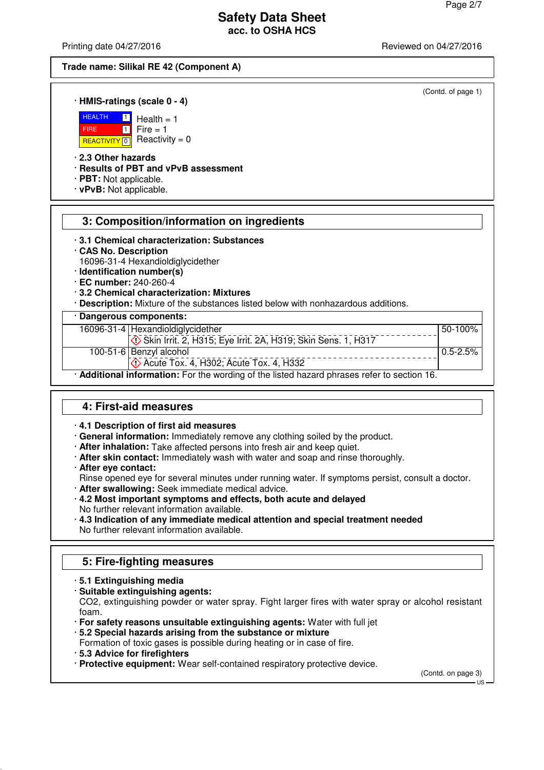**Trade name: Silikal RE 42 (Component A)**

(Contd. of page 1)

· **HMIS-ratings (scale 0 - 4)**

| | | |
|---|---|---|
| HEALTH | 1 | Health = 1 |
| FIRE | 1 | Fire = 1 |
| REACTIVITY | 0 | Reactivity = 0 |

· **2.3 Other hazards**
· **Results of PBT and vPvB assessment**
· **PBT:** Not applicable.
· **vPvB:** Not applicable.

## 3: Composition/information on ingredients

· **3.1 Chemical characterization: Substances**
· **CAS No. Description**
16096-31-4 Hexandioldiglycidether
· **Identification number(s)**
· **EC number:** 240-260-4
· **3.2 Chemical characterization: Mixtures**
· **Description:** Mixture of the substances listed below with nonhazardous additions.

| · **Dangerous components:** | | |
|---|---|---|
| 16096-31-4 | Hexandioldiglycidether<br>Skin Irrit. 2, H315; Eye Irrit. 2A, H319; Skin Sens. 1, H317 | 50-100% |
| 100-51-6 | Benzyl alcohol<br>Acute Tox. 4, H302; Acute Tox. 4, H332 | 0.5-2.5% |

· **Additional information:** For the wording of the listed hazard phrases refer to section 16.

## 4: First-aid measures

· **4.1 Description of first aid measures**
· **General information:** Immediately remove any clothing soiled by the product.
· **After inhalation:** Take affected persons into fresh air and keep quiet.
· **After skin contact:** Immediately wash with water and soap and rinse thoroughly.
· **After eye contact:**
Rinse opened eye for several minutes under running water. If symptoms persist, consult a doctor.
· **After swallowing:** Seek immediate medical advice.
· **4.2 Most important symptoms and effects, both acute and delayed**
No further relevant information available.
· **4.3 Indication of any immediate medical attention and special treatment needed**
No further relevant information available.

## 5: Fire-fighting measures

· **5.1 Extinguishing media**
· **Suitable extinguishing agents:**
$CO_2$, extinguishing powder or water spray. Fight larger fires with water spray or alcohol resistant foam.
· **For safety reasons unsuitable extinguishing agents:** Water with full jet
· **5.2 Special hazards arising from the substance or mixture**
Formation of toxic gases is possible during heating or in case of fire.
· **5.3 Advice for firefighters**
· **Protective equipment:** Wear self-contained respiratory protective device.

(Contd. on page 3)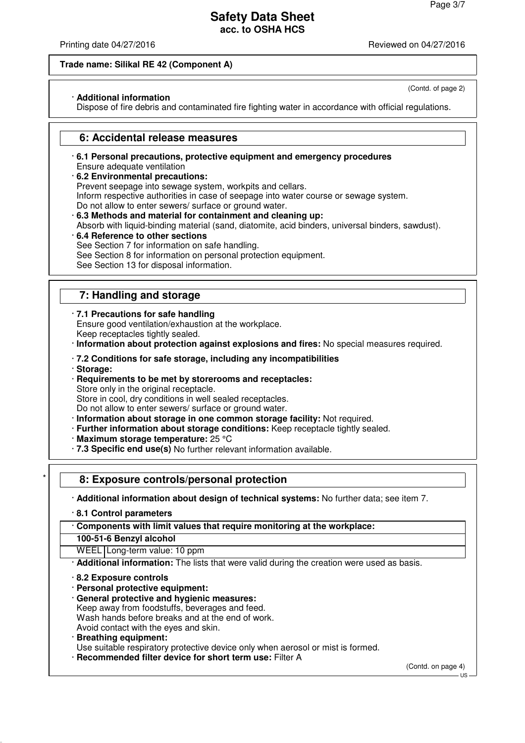**Trade name: Silikal RE 42 (Component A)**

(Contd. of page 2)

· **Additional information**
Dispose of fire debris and contaminated fire fighting water in accordance with official regulations.

## 6: Accidental release measures

· **6.1 Personal precautions, protective equipment and emergency procedures**
Ensure adequate ventilation
· **6.2 Environmental precautions:**
Prevent seepage into sewage system, workpits and cellars.
Inform respective authorities in case of seepage into water course or sewage system.
Do not allow to enter sewers/ surface or ground water.
· **6.3 Methods and material for containment and cleaning up:**
Absorb with liquid-binding material (sand, diatomite, acid binders, universal binders, sawdust).
· **6.4 Reference to other sections**
See Section 7 for information on safe handling.
See Section 8 for information on personal protection equipment.
See Section 13 for disposal information.

## 7: Handling and storage

· **7.1 Precautions for safe handling**
Ensure good ventilation/exhaustion at the workplace.
Keep receptacles tightly sealed.
· **Information about protection against explosions and fires:** No special measures required.

· **7.2 Conditions for safe storage, including any incompatibilities**
· **Storage:**
· **Requirements to be met by storerooms and receptacles:**
Store only in the original receptacle.
Store in cool, dry conditions in well sealed receptacles.
Do not allow to enter sewers/ surface or ground water.
· **Information about storage in one common storage facility:** Not required.
· **Further information about storage conditions:** Keep receptacle tightly sealed.
· **Maximum storage temperature:** 25 °C
· **7.3 Specific end use(s)** No further relevant information available.

## * 8: Exposure controls/personal protection

· **Additional information about design of technical systems:** No further data; see item 7.

· **8.1 Control parameters**

| · **Components with limit values that require monitoring at the workplace:** | |
|---|---|
| **100-51-6 Benzyl alcohol** | |
| WEEL | Long-term value: 10 ppm |

· **Additional information:** The lists that were valid during the creation were used as basis.

· **8.2 Exposure controls**
· **Personal protective equipment:**
· **General protective and hygienic measures:**
Keep away from foodstuffs, beverages and feed.
Wash hands before breaks and at the end of work.
Avoid contact with the eyes and skin.
· **Breathing equipment:**
Use suitable respiratory protective device only when aerosol or mist is formed.
· **Recommended filter device for short term use:** Filter A

(Contd. on page 4)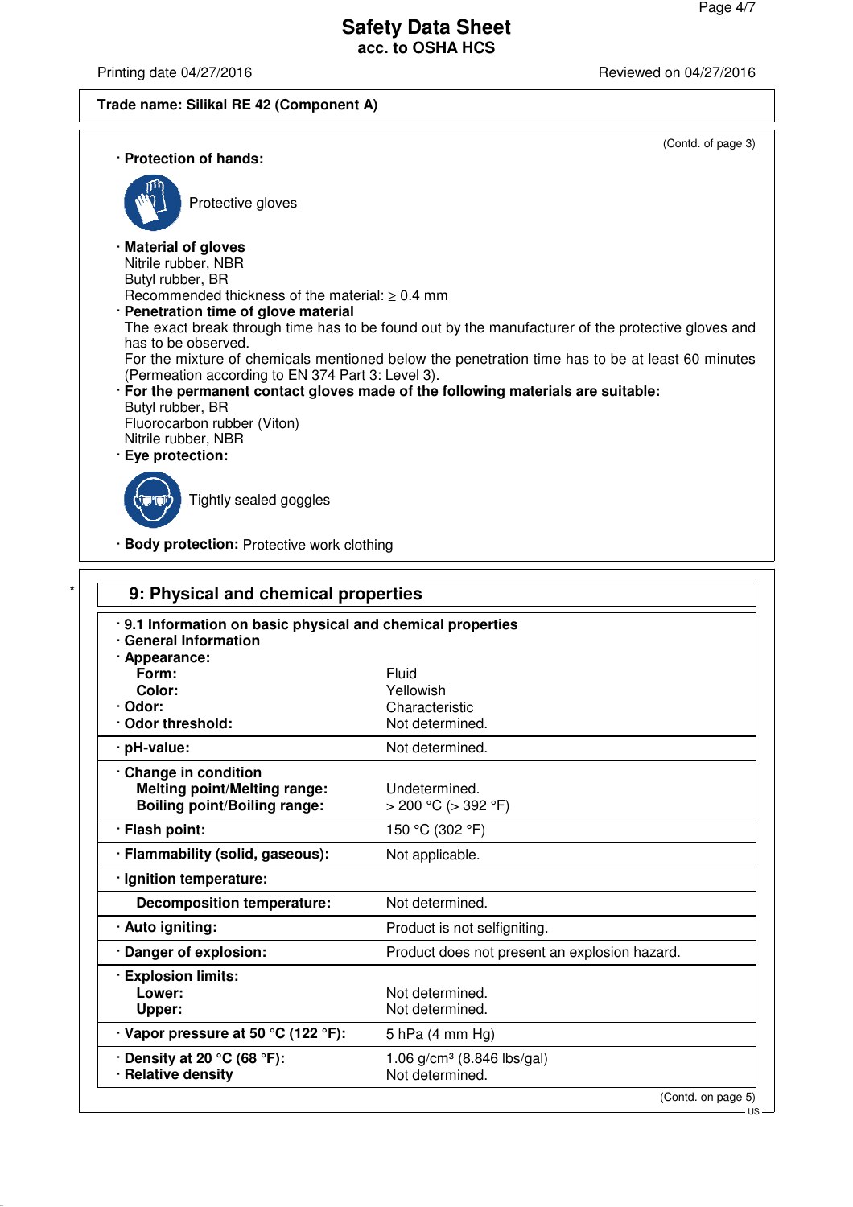**Trade name: Silikal RE 42 (Component A)**

(Contd. of page 3)

· **Protection of hands:**

Protective gloves

· **Material of gloves**
Nitrile rubber, NBR
Butyl rubber, BR
Recommended thickness of the material: ≥ 0.4 mm

· **Penetration time of glove material**
The exact break through time has to be found out by the manufacturer of the protective gloves and has to be observed.
For the mixture of chemicals mentioned below the penetration time has to be at least 60 minutes (Permeation according to EN 374 Part 3: Level 3).

· **For the permanent contact gloves made of the following materials are suitable:**
Butyl rubber, BR
Fluorocarbon rubber (Viton)
Nitrile rubber, NBR

· **Eye protection:**

Tightly sealed goggles

· **Body protection:** Protective work clothing

## 9: Physical and chemical properties

| | |
|---|---|
| · **9.1 Information on basic physical and chemical properties** | |
| · **General Information** | |
| · **Appearance:** | |
| **Form:** | Fluid |
| **Color:** | Yellowish |
| · **Odor:** | Characteristic |
| · **Odor threshold:** | Not determined. |
| · **pH-value:** | Not determined. |
| · **Change in condition** | |
| **Melting point/Melting range:** | Undetermined. |
| **Boiling point/Boiling range:** | > 200 °C (> 392 °F) |
| · **Flash point:** | 150 °C (302 °F) |
| · **Flammability (solid, gaseous):** | Not applicable. |
| · **Ignition temperature:** | |
| **Decomposition temperature:** | Not determined. |
| · **Auto igniting:** | Product is not selfigniting. |
| · **Danger of explosion:** | Product does not present an explosion hazard. |
| · **Explosion limits:** | |
| **Lower:** | Not determined. |
| **Upper:** | Not determined. |
| · **Vapor pressure at 50 °C (122 °F):** | 5 hPa (4 mm Hg) |
| · **Density at 20 °C (68 °F):** | 1.06 g/cm³ (8.846 lbs/gal) |
| · **Relative density** | Not determined. |

(Contd. on page 5)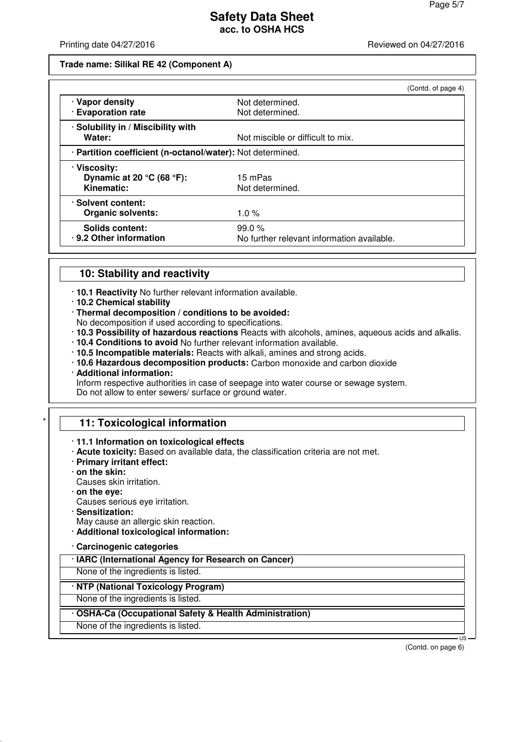**Trade name: Silikal RE 42 (Component A)**

(Contd. of page 4)

| | |
|---|---|
| · **Vapor density** | Not determined. |
| · **Evaporation rate** | Not determined. |
| · **Solubility in / Miscibility with** | |
| **Water:** | Not miscible or difficult to mix. |
| · **Partition coefficient (n-octanol/water):** | Not determined. |
| · **Viscosity:** | |
| **Dynamic at 20 °C (68 °F):** | 15 mPas |
| **Kinematic:** | Not determined. |
| · **Solvent content:** | |
| **Organic solvents:** | 1.0 % |
| **Solids content:** | 99.0 % |
| · **9.2 Other information** | No further relevant information available. |

## 10: Stability and reactivity

· **10.1 Reactivity** No further relevant information available.
· **10.2 Chemical stability**
· **Thermal decomposition / conditions to be avoided:**
No decomposition if used according to specifications.
· **10.3 Possibility of hazardous reactions** Reacts with alcohols, amines, aqueous acids and alkalis.
· **10.4 Conditions to avoid** No further relevant information available.
· **10.5 Incompatible materials:** Reacts with alkali, amines and strong acids.
· **10.6 Hazardous decomposition products:** Carbon monoxide and carbon dioxide
· **Additional information:**
Inform respective authorities in case of seepage into water course or sewage system.
Do not allow to enter sewers/ surface or ground water.

## * 11: Toxicological information

· **11.1 Information on toxicological effects**
· **Acute toxicity:** Based on available data, the classification criteria are not met.
· **Primary irritant effect:**
· **on the skin:**
Causes skin irritation.
· **on the eye:**
Causes serious eye irritation.
· **Sensitization:**
May cause an allergic skin reaction.
· **Additional toxicological information:**

· **Carcinogenic categories**

· **IARC (International Agency for Research on Cancer)**
None of the ingredients is listed.

· **NTP (National Toxicology Program)**
None of the ingredients is listed.

· **OSHA-Ca (Occupational Safety & Health Administration)**
None of the ingredients is listed.

(Contd. on page 6)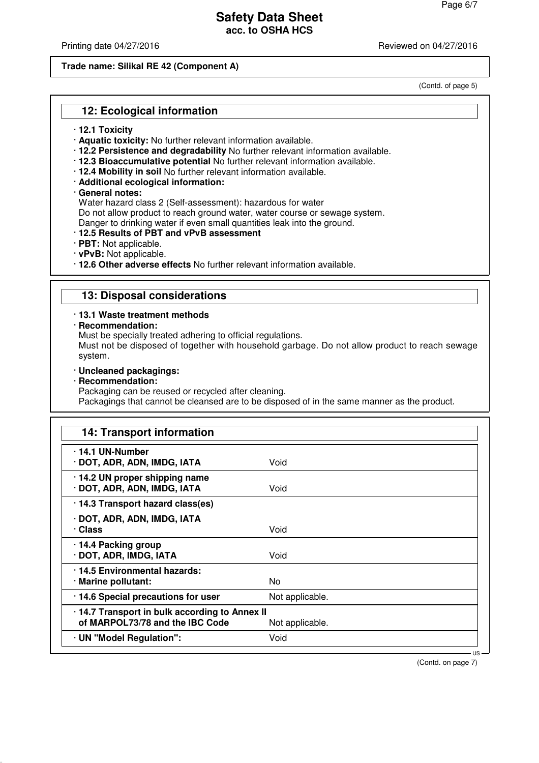Trade name: Silikal RE 42 (Component A)

(Contd. of page 5)

## 12: Ecological information

· **12.1 Toxicity**
· **Aquatic toxicity:** No further relevant information available.
· **12.2 Persistence and degradability** No further relevant information available.
· **12.3 Bioaccumulative potential** No further relevant information available.
· **12.4 Mobility in soil** No further relevant information available.
· **Additional ecological information:**
· **General notes:**
Water hazard class 2 (Self-assessment): hazardous for water
Do not allow product to reach ground water, water course or sewage system.
Danger to drinking water if even small quantities leak into the ground.
· **12.5 Results of PBT and vPvB assessment**
· **PBT:** Not applicable.
· **vPvB:** Not applicable.
· **12.6 Other adverse effects** No further relevant information available.

## 13: Disposal considerations

· **13.1 Waste treatment methods**
· **Recommendation:**
Must be specially treated adhering to official regulations.
Must not be disposed of together with household garbage. Do not allow product to reach sewage system.

· **Uncleaned packagings:**
· **Recommendation:**
Packaging can be reused or recycled after cleaning.
Packagings that cannot be cleansed are to be disposed of in the same manner as the product.

## 14: Transport information

| | |
|---|---|
| · **14.1 UN-Number**<br>· **DOT, ADR, ADN, IMDG, IATA** | Void |
| · **14.2 UN proper shipping name**<br>· **DOT, ADR, ADN, IMDG, IATA** | Void |
| · **14.3 Transport hazard class(es)**<br>· **DOT, ADR, ADN, IMDG, IATA**<br>· **Class** | Void |
| · **14.4 Packing group**<br>· **DOT, ADR, IMDG, IATA** | Void |
| · **14.5 Environmental hazards:**<br>· **Marine pollutant:** | No |
| · **14.6 Special precautions for user** | Not applicable. |
| · **14.7 Transport in bulk according to Annex II of MARPOL73/78 and the IBC Code** | Not applicable. |
| · **UN "Model Regulation":** | Void |

(Contd. on page 7)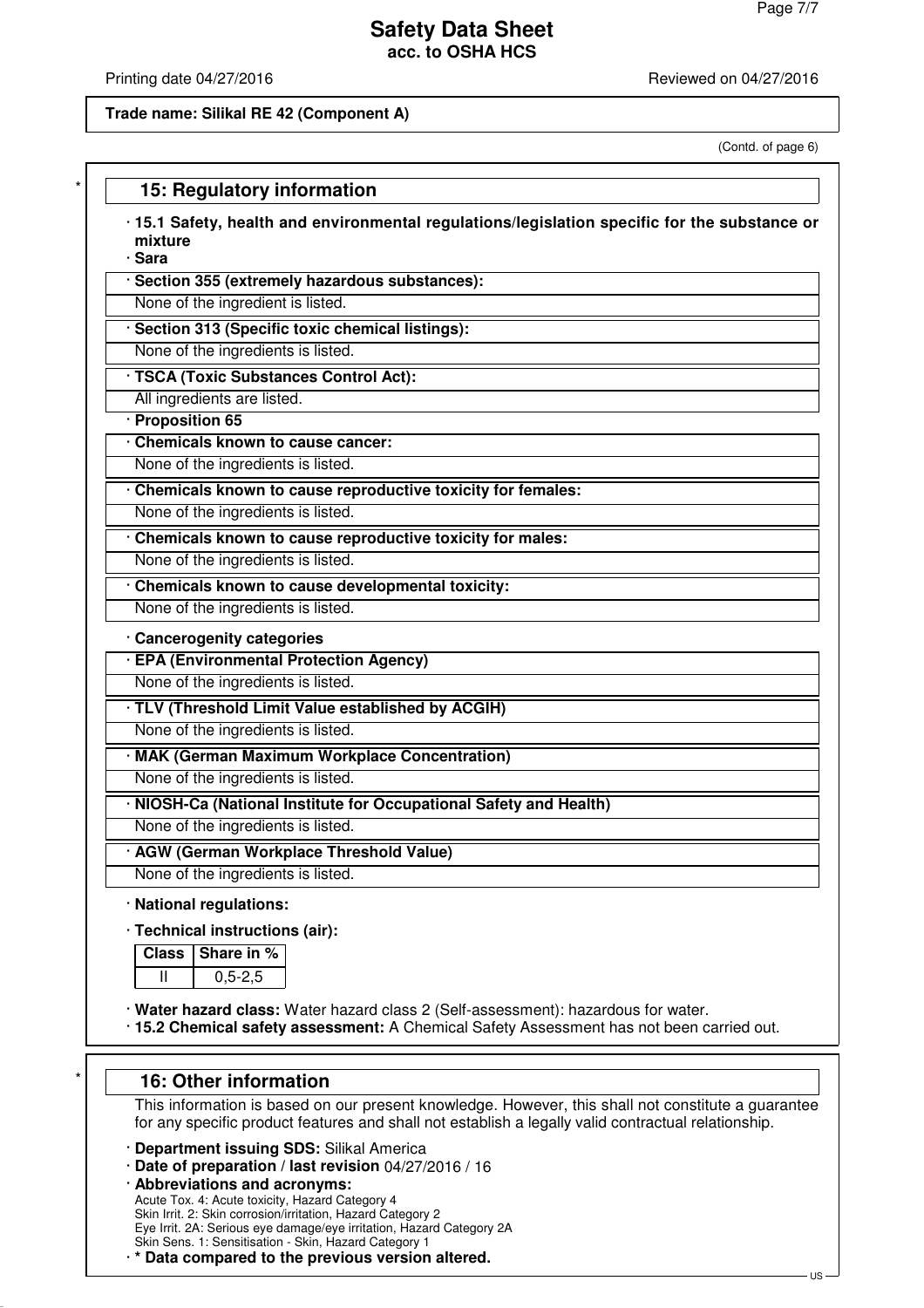**Trade name: Silikal RE 42 (Component A)**

(Contd. of page 6)

## 15: Regulatory information

· **15.1 Safety, health and environmental regulations/legislation specific for the substance or mixture**

· **Sara**

· **Section 355 (extremely hazardous substances):**

None of the ingredient is listed.

· **Section 313 (Specific toxic chemical listings):**

None of the ingredients is listed.

· **TSCA (Toxic Substances Control Act):**

All ingredients are listed.

· **Proposition 65**

· **Chemicals known to cause cancer:**

None of the ingredients is listed.

· **Chemicals known to cause reproductive toxicity for females:**

None of the ingredients is listed.

· **Chemicals known to cause reproductive toxicity for males:**

None of the ingredients is listed.

· **Chemicals known to cause developmental toxicity:**

None of the ingredients is listed.

· **Cancerogenity categories**

· **EPA (Environmental Protection Agency)**

None of the ingredients is listed.

· **TLV (Threshold Limit Value established by ACGIH)**

None of the ingredients is listed.

· **MAK (German Maximum Workplace Concentration)**

None of the ingredients is listed.

· **NIOSH-Ca (National Institute for Occupational Safety and Health)**

None of the ingredients is listed.

· **AGW (German Workplace Threshold Value)**

None of the ingredients is listed.

· **National regulations:**

· **Technical instructions (air):**

| Class | Share in % |
|---|---|
| II | 0,5-2,5 |

· **Water hazard class:** Water hazard class 2 (Self-assessment): hazardous for water.

· **15.2 Chemical safety assessment:** A Chemical Safety Assessment has not been carried out.

## 16: Other information

This information is based on our present knowledge. However, this shall not constitute a guarantee for any specific product features and shall not establish a legally valid contractual relationship.

· **Department issuing SDS:** Silikal America

· **Date of preparation / last revision** 04/27/2016 / 16

· **Abbreviations and acronyms:**

Acute Tox. 4: Acute toxicity, Hazard Category 4
Skin Irrit. 2: Skin corrosion/irritation, Hazard Category 2
Eye Irrit. 2A: Serious eye damage/eye irritation, Hazard Category 2A
Skin Sens. 1: Sensitisation - Skin, Hazard Category 1

· **\* Data compared to the previous version altered.**